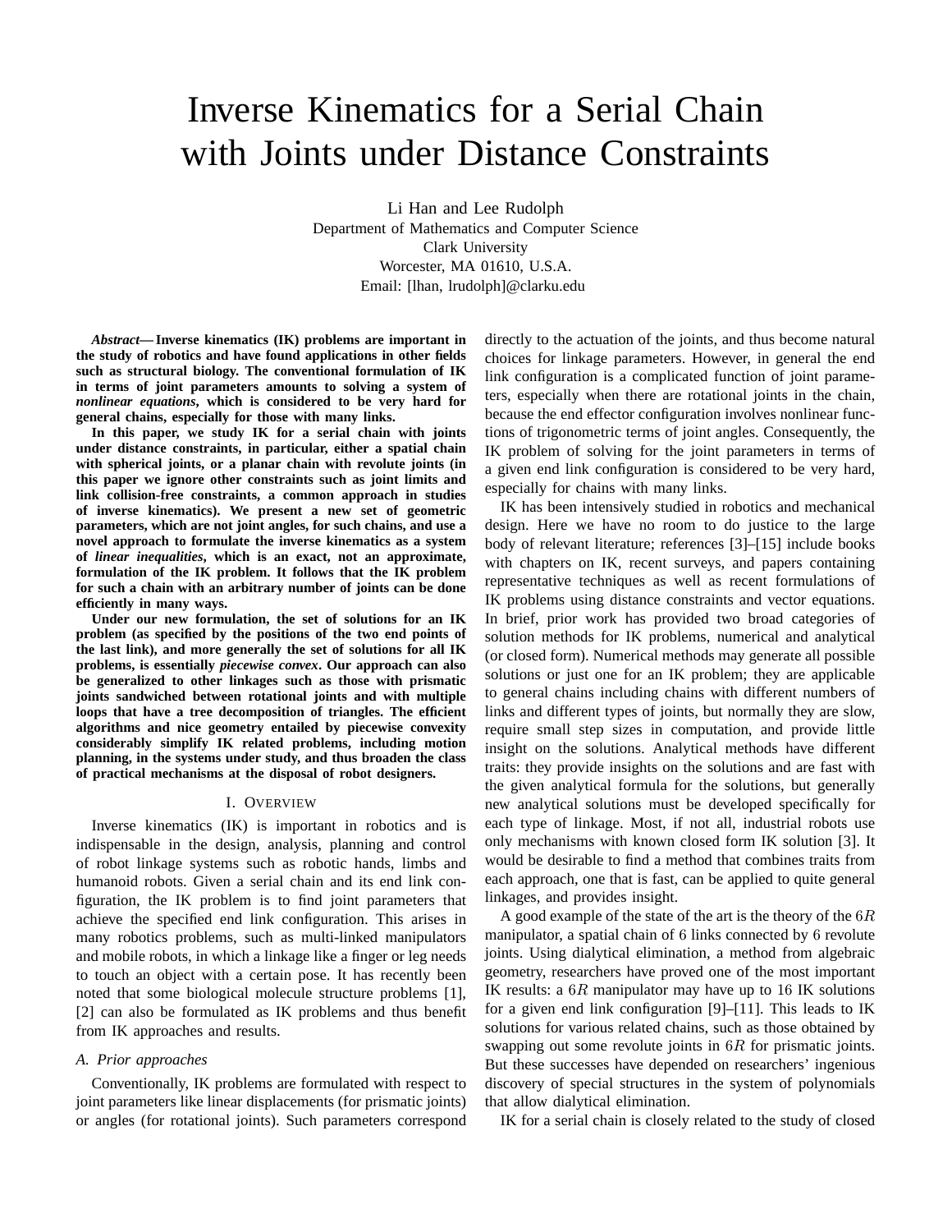# Inverse Kinematics for a Serial Chain with Joints under Distance Constraints

Li Han and Lee Rudolph
Department of Mathematics and Computer Science
Clark University
Worcester, MA 01610, U.S.A.
Email: [lhan, lrudolph]@clarku.edu

***Abstract*— Inverse kinematics (IK) problems are important in the study of robotics and have found applications in other fields such as structural biology. The conventional formulation of IK in terms of joint parameters amounts to solving a system of *nonlinear equations*, which is considered to be very hard for general chains, especially for those with many links.**

**In this paper, we study IK for a serial chain with joints under distance constraints, in particular, either a spatial chain with spherical joints, or a planar chain with revolute joints (in this paper we ignore other constraints such as joint limits and link collision-free constraints, a common approach in studies of inverse kinematics). We present a new set of geometric parameters, which are not joint angles, for such chains, and use a novel approach to formulate the inverse kinematics as a system of *linear inequalities*, which is an exact, not an approximate, formulation of the IK problem. It follows that the IK problem for such a chain with an arbitrary number of joints can be done efficiently in many ways.**

**Under our new formulation, the set of solutions for an IK problem (as specified by the positions of the two end points of the last link), and more generally the set of solutions for all IK problems, is essentially *piecewise convex*. Our approach can also be generalized to other linkages such as those with prismatic joints sandwiched between rotational joints and with multiple loops that have a tree decomposition of triangles. The efficient algorithms and nice geometry entailed by piecewise convexity considerably simplify IK related problems, including motion planning, in the systems under study, and thus broaden the class of practical mechanisms at the disposal of robot designers.**

## I. Overview

Inverse kinematics (IK) is important in robotics and is indispensable in the design, analysis, planning and control of robot linkage systems such as robotic hands, limbs and humanoid robots. Given a serial chain and its end link configuration, the IK problem is to find joint parameters that achieve the specified end link configuration. This arises in many robotics problems, such as multi-linked manipulators and mobile robots, in which a linkage like a finger or leg needs to touch an object with a certain pose. It has recently been noted that some biological molecule structure problems [1], [2] can also be formulated as IK problems and thus benefit from IK approaches and results.

### A. Prior approaches

Conventionally, IK problems are formulated with respect to joint parameters like linear displacements (for prismatic joints) or angles (for rotational joints). Such parameters correspond directly to the actuation of the joints, and thus become natural choices for linkage parameters. However, in general the end link configuration is a complicated function of joint parameters, especially when there are rotational joints in the chain, because the end effector configuration involves nonlinear functions of trigonometric terms of joint angles. Consequently, the IK problem of solving for the joint parameters in terms of a given end link configuration is considered to be very hard, especially for chains with many links.

IK has been intensively studied in robotics and mechanical design. Here we have no room to do justice to the large body of relevant literature; references [3]–[15] include books with chapters on IK, recent surveys, and papers containing representative techniques as well as recent formulations of IK problems using distance constraints and vector equations. In brief, prior work has provided two broad categories of solution methods for IK problems, numerical and analytical (or closed form). Numerical methods may generate all possible solutions or just one for an IK problem; they are applicable to general chains including chains with different numbers of links and different types of joints, but normally they are slow, require small step sizes in computation, and provide little insight on the solutions. Analytical methods have different traits: they provide insights on the solutions and are fast with the given analytical formula for the solutions, but generally new analytical solutions must be developed specifically for each type of linkage. Most, if not all, industrial robots use only mechanisms with known closed form IK solution [3]. It would be desirable to find a method that combines traits from each approach, one that is fast, can be applied to quite general linkages, and provides insight.

A good example of the state of the art is the theory of the $6R$ manipulator, a spatial chain of 6 links connected by 6 revolute joints. Using dialytical elimination, a method from algebraic geometry, researchers have proved one of the most important IK results: a $6R$ manipulator may have up to 16 IK solutions for a given end link configuration [9]–[11]. This leads to IK solutions for various related chains, such as those obtained by swapping out some revolute joints in $6R$ for prismatic joints. But these successes have depended on researchers' ingenious discovery of special structures in the system of polynomials that allow dialytical elimination.

IK for a serial chain is closely related to the study of closed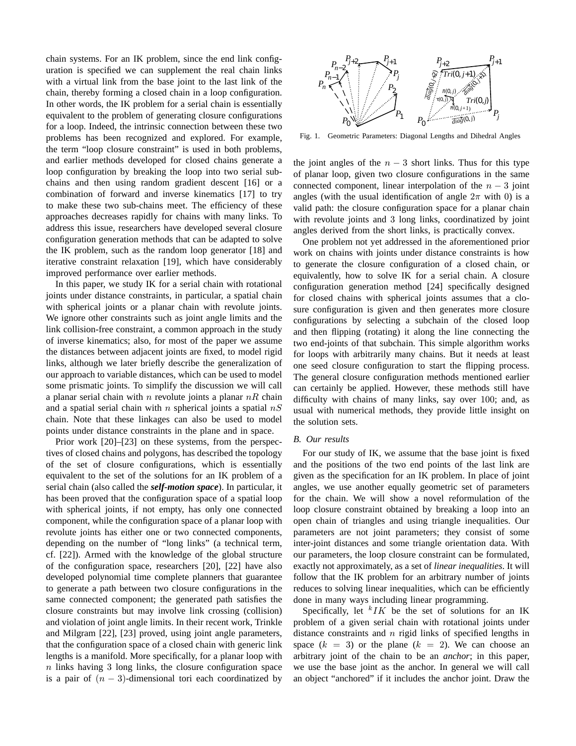chain systems. For an IK problem, since the end link configuration is specified we can supplement the real chain links with a virtual link from the base joint to the last link of the chain, thereby forming a closed chain in a loop configuration. In other words, the IK problem for a serial chain is essentially equivalent to the problem of generating closure configurations for a loop. Indeed, the intrinsic connection between these two problems has been recognized and explored. For example, the term "loop closure constraint" is used in both problems, and earlier methods developed for closed chains generate a loop configuration by breaking the loop into two serial subchains and then using random gradient descent [16] or a combination of forward and inverse kinematics [17] to try to make these two sub-chains meet. The efficiency of these approaches decreases rapidly for chains with many links. To address this issue, researchers have developed several closure configuration generation methods that can be adapted to solve the IK problem, such as the random loop generator [18] and iterative constraint relaxation [19], which have considerably improved performance over earlier methods.

In this paper, we study IK for a serial chain with rotational joints under distance constraints, in particular, a spatial chain with spherical joints or a planar chain with revolute joints. We ignore other constraints such as joint angle limits and the link collision-free constraint, a common approach in the study of inverse kinematics; also, for most of the paper we assume the distances between adjacent joints are fixed, to model rigid links, although we later briefly describe the generalization of our approach to variable distances, which can be used to model some prismatic joints. To simplify the discussion we will call a planar serial chain with $n$ revolute joints a planar $nR$ chain and a spatial serial chain with $n$ spherical joints a spatial $nS$ chain. Note that these linkages can also be used to model points under distance constraints in the plane and in space.

Prior work [20]–[23] on these systems, from the perspectives of closed chains and polygons, has described the topology of the set of closure configurations, which is essentially equivalent to the set of the solutions for an IK problem of a serial chain (also called the ***self-motion space***). In particular, it has been proved that the configuration space of a spatial loop with spherical joints, if not empty, has only one connected component, while the configuration space of a planar loop with revolute joints has either one or two connected components, depending on the number of "long links" (a technical term, cf. [22]). Armed with the knowledge of the global structure of the configuration space, researchers [20], [22] have also developed polynomial time complete planners that guarantee to generate a path between two closure configurations in the same connected component; the generated path satisfies the closure constraints but may involve link crossing (collision) and violation of joint angle limits. In their recent work, Trinkle and Milgram [22], [23] proved, using joint angle parameters, that the configuration space of a closed chain with generic link lengths is a manifold. More specifically, for a planar loop with $n$ links having 3 long links, the closure configuration space is a pair of $(n-3)$-dimensional tori each coordinatized by the joint angles of the $n-3$ short links. Thus for this type of planar loop, given two closure configurations in the same connected component, linear interpolation of the $n-3$ joint angles (with the usual identification of angle $2\pi$ with 0) is a valid path: the closure configuration space for a planar chain with revolute joints and 3 long links, coordinatized by joint angles derived from the short links, is practically convex.

Fig. 1. Geometric Parameters: Diagonal Lengths and Dihedral Angles

One problem not yet addressed in the aforementioned prior work on chains with joints under distance constraints is how to generate the closure configuration of a closed chain, or equivalently, how to solve IK for a serial chain. A closure configuration generation method [24] specifically designed for closed chains with spherical joints assumes that a closure configuration is given and then generates more closure configurations by selecting a subchain of the closed loop and then flipping (rotating) it along the line connecting the two end-joints of that subchain. This simple algorithm works for loops with arbitrarily many chains. But it needs at least one seed closure configuration to start the flipping process. The general closure configuration methods mentioned earlier can certainly be applied. However, these methods still have difficulty with chains of many links, say over 100; and, as usual with numerical methods, they provide little insight on the solution sets.

### B. Our results

For our study of IK, we assume that the base joint is fixed and the positions of the two end points of the last link are given as the specification for an IK problem. In place of joint angles, we use another equally geometric set of parameters for the chain. We will show a novel reformulation of the loop closure constraint obtained by breaking a loop into an open chain of triangles and using triangle inequalities. Our parameters are not joint parameters; they consist of some inter-joint distances and some triangle orientation data. With our parameters, the loop closure constraint can be formulated, exactly not approximately, as a set of *linear inequalities*. It will follow that the IK problem for an arbitrary number of joints reduces to solving linear inequalities, which can be efficiently done in many ways including linear programming.

Specifically, let ${}^{k}IK$ be the set of solutions for an IK problem of a given serial chain with rotational joints under distance constraints and $n$ rigid links of specified lengths in space ($k = 3$) or the plane ($k = 2$). We can choose an arbitrary joint of the chain to be an *anchor*; in this paper, we use the base joint as the anchor. In general we will call an object "anchored" if it includes the anchor joint. Draw the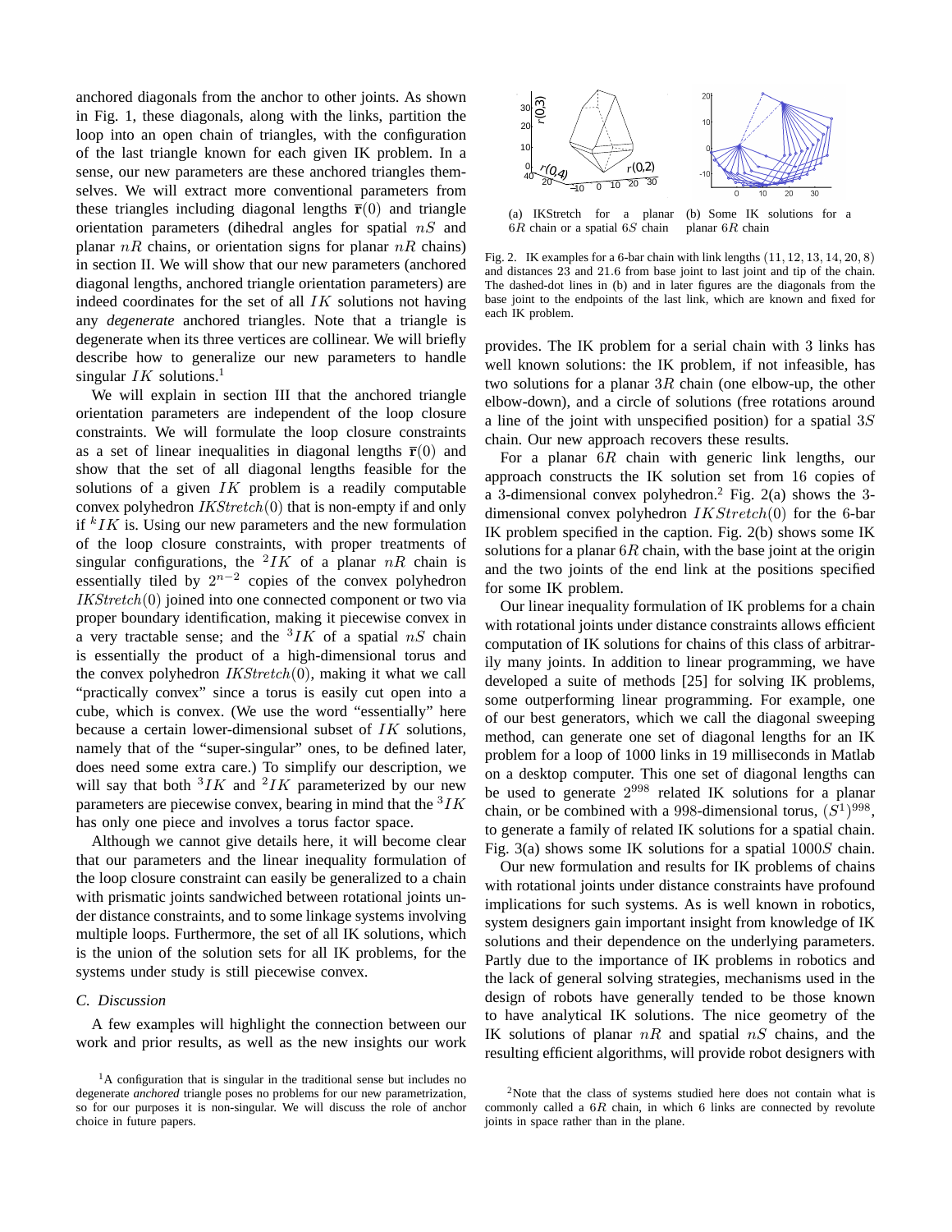anchored diagonals from the anchor to other joints. As shown in Fig. 1, these diagonals, along with the links, partition the loop into an open chain of triangles, with the configuration of the last triangle known for each given IK problem. In a sense, our new parameters are these anchored triangles themselves. We will extract more conventional parameters from these triangles including diagonal lengths $\bar{\mathbf{r}}(0)$ and triangle orientation parameters (dihedral angles for spatial $nS$ and planar $nR$ chains, or orientation signs for planar $nR$ chains) in section II. We will show that our new parameters (anchored diagonal lengths, anchored triangle orientation parameters) are indeed coordinates for the set of all $IK$ solutions not having any *degenerate* anchored triangles. Note that a triangle is degenerate when its three vertices are collinear. We will briefly describe how to generalize our new parameters to handle singular $IK$ solutions.[1]

We will explain in section III that the anchored triangle orientation parameters are independent of the loop closure constraints. We will formulate the loop closure constraints as a set of linear inequalities in diagonal lengths $\bar{\mathbf{r}}(0)$ and show that the set of all diagonal lengths feasible for the solutions of a given $IK$ problem is a readily computable convex polyhedron $IKStretch(0)$ that is non-empty if and only if ${}^{k}IK$ is. Using our new parameters and the new formulation of the loop closure constraints, with proper treatments of singular configurations, the ${}^{2}IK$ of a planar $nR$ chain is essentially tiled by $2^{n-2}$ copies of the convex polyhedron $IKStretch(0)$ joined into one connected component or two via proper boundary identification, making it piecewise convex in a very tractable sense; and the ${}^{3}IK$ of a spatial $nS$ chain is essentially the product of a high-dimensional torus and the convex polyhedron $IKStretch(0)$, making it what we call "practically convex" since a torus is easily cut open into a cube, which is convex. (We use the word "essentially" here because a certain lower-dimensional subset of $IK$ solutions, namely that of the "super-singular" ones, to be defined later, does need some extra care.) To simplify our description, we will say that both ${}^{3}IK$ and ${}^{2}IK$ parameterized by our new parameters are piecewise convex, bearing in mind that the ${}^{3}IK$ has only one piece and involves a torus factor space.

Although we cannot give details here, it will become clear that our parameters and the linear inequality formulation of the loop closure constraint can easily be generalized to a chain with prismatic joints sandwiched between rotational joints under distance constraints, and to some linkage systems involving multiple loops. Furthermore, the set of all IK solutions, which is the union of the solution sets for all IK problems, for the systems under study is still piecewise convex.

### C. Discussion

A few examples will highlight the connection between our work and prior results, as well as the new insights our work provides. The IK problem for a serial chain with 3 links has well known solutions: the IK problem, if not infeasible, has two solutions for a planar $3R$ chain (one elbow-up, the other elbow-down), and a circle of solutions (free rotations around a line of the joint with unspecified position) for a spatial $3S$ chain. Our new approach recovers these results.

For a planar $6R$ chain with generic link lengths, our approach constructs the IK solution set from 16 copies of a 3-dimensional convex polyhedron.[2] Fig. 2(a) shows the 3-dimensional convex polyhedron $IKStretch(0)$ for the 6-bar IK problem specified in the caption. Fig. 2(b) shows some IK solutions for a planar $6R$ chain, with the base joint at the origin and the two joints of the end link at the positions specified for some IK problem.

(a) IKStretch for a planar $6R$ chain or a spatial $6S$ chain (b) Some IK solutions for a planar $6R$ chain

Fig. 2. IK examples for a 6-bar chain with link lengths $(11, 12, 13, 14, 20, 8)$ and distances 23 and 21.6 from base joint to last joint and tip of the chain. The dashed-dot lines in (b) and in later figures are the diagonals from the base joint to the endpoints of the last link, which are known and fixed for each IK problem.

Our linear inequality formulation of IK problems for a chain with rotational joints under distance constraints allows efficient computation of IK solutions for chains of this class of arbitrarily many joints. In addition to linear programming, we have developed a suite of methods [25] for solving IK problems, some outperforming linear programming. For example, one of our best generators, which we call the diagonal sweeping method, can generate one set of diagonal lengths for an IK problem for a loop of 1000 links in 19 milliseconds in Matlab on a desktop computer. This one set of diagonal lengths can be used to generate $2^{998}$ related IK solutions for a planar chain, or be combined with a 998-dimensional torus, $(S^1)^{998}$, to generate a family of related IK solutions for a spatial chain. Fig. 3(a) shows some IK solutions for a spatial $1000S$ chain.

Our new formulation and results for IK problems of chains with rotational joints under distance constraints have profound implications for such systems. As is well known in robotics, system designers gain important insight from knowledge of IK solutions and their dependence on the underlying parameters. Partly due to the importance of IK problems in robotics and the lack of general solving strategies, mechanisms used in the design of robots have generally tended to be those known to have analytical IK solutions. The nice geometry of the IK solutions of planar $nR$ and spatial $nS$ chains, and the resulting efficient algorithms, will provide robot designers with

[1] A configuration that is singular in the traditional sense but includes no degenerate *anchored* triangle poses no problems for our new parametrization, so for our purposes it is non-singular. We will discuss the role of anchor choice in future papers.

[2] Note that the class of systems studied here does not contain what is commonly called a $6R$ chain, in which 6 links are connected by revolute joints in space rather than in the plane.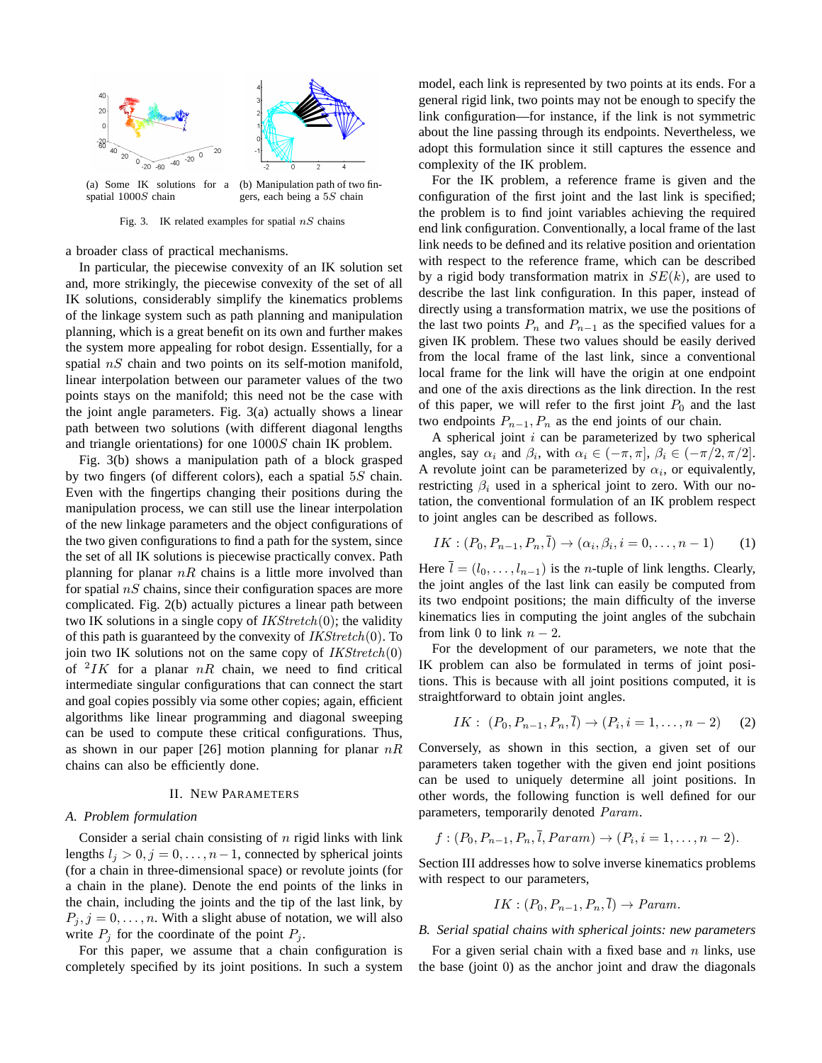(a) Some IK solutions for a spatial $1000S$ chain

(b) Manipulation path of two fingers, each being a $5S$ chain

Fig. 3. IK related examples for spatial $nS$ chains

a broader class of practical mechanisms.

In particular, the piecewise convexity of an IK solution set and, more strikingly, the piecewise convexity of the set of all IK solutions, considerably simplify the kinematics problems of the linkage system such as path planning and manipulation planning, which is a great benefit on its own and further makes the system more appealing for robot design. Essentially, for a spatial $nS$ chain and two points on its self-motion manifold, linear interpolation between our parameter values of the two points stays on the manifold; this need not be the case with the joint angle parameters. Fig. 3(a) actually shows a linear path between two solutions (with different diagonal lengths and triangle orientations) for one $1000S$ chain IK problem.

Fig. 3(b) shows a manipulation path of a block grasped by two fingers (of different colors), each a spatial $5S$ chain. Even with the fingertips changing their positions during the manipulation process, we can still use the linear interpolation of the new linkage parameters and the object configurations of the two given configurations to find a path for the system, since the set of all IK solutions is piecewise practically convex. Path planning for planar $nR$ chains is a little more involved than for spatial $nS$ chains, since their configuration spaces are more complicated. Fig. 2(b) actually pictures a linear path between two IK solutions in a single copy of $IKStretch(0)$; the validity of this path is guaranteed by the convexity of $IKStretch(0)$. To join two IK solutions not on the same copy of $IKStretch(0)$ of ${}^{2}IK$ for a planar $nR$ chain, we need to find critical intermediate singular configurations that can connect the start and goal copies possibly via some other copies; again, efficient algorithms like linear programming and diagonal sweeping can be used to compute these critical configurations. Thus, as shown in our paper [26] motion planning for planar $nR$ chains can also be efficiently done.

## II. New Parameters

### A. Problem formulation

Consider a serial chain consisting of $n$ rigid links with link lengths $l_j > 0, j = 0, \ldots, n-1$, connected by spherical joints (for a chain in three-dimensional space) or revolute joints (for a chain in the plane). Denote the end points of the links in the chain, including the joints and the tip of the last link, by $P_j, j = 0, \ldots, n$. With a slight abuse of notation, we will also write $P_j$ for the coordinate of the point $P_j$.

For this paper, we assume that a chain configuration is completely specified by its joint positions. In such a system model, each link is represented by two points at its ends. For a general rigid link, two points may not be enough to specify the link configuration—for instance, if the link is not symmetric about the line passing through its endpoints. Nevertheless, we adopt this formulation since it still captures the essence and complexity of the IK problem.

For the IK problem, a reference frame is given and the configuration of the first joint and the last link is specified; the problem is to find joint variables achieving the required end link configuration. Conventionally, a local frame of the last link needs to be defined and its relative position and orientation with respect to the reference frame, which can be described by a rigid body transformation matrix in $SE(k)$, are used to describe the last link configuration. In this paper, instead of directly using a transformation matrix, we use the positions of the last two points $P_n$ and $P_{n-1}$ as the specified values for a given IK problem. These two values should be easily derived from the local frame of the last link, since a conventional local frame for the link will have the origin at one endpoint and one of the axis directions as the link direction. In the rest of this paper, we will refer to the first joint $P_0$ and the last two endpoints $P_{n-1}, P_n$ as the end joints of our chain.

A spherical joint $i$ can be parameterized by two spherical angles, say $\alpha_i$ and $\beta_i$, with $\alpha_i \in (-\pi, \pi]$, $\beta_i \in (-\pi/2, \pi/2]$. A revolute joint can be parameterized by $\alpha_i$, or equivalently, restricting $\beta_i$ used in a spherical joint to zero. With our notation, the conventional formulation of an IK problem respect to joint angles can be described as follows.

$$IK : (P_0, P_{n-1}, P_n, \bar{l}) \to (\alpha_i, \beta_i, i = 0, \ldots, n-1) \quad (1)$$

Here $\bar{l} = (l_0, \ldots, l_{n-1})$ is the $n$-tuple of link lengths. Clearly, the joint angles of the last link can easily be computed from its two endpoint positions; the main difficulty of the inverse kinematics lies in computing the joint angles of the subchain from link 0 to link $n-2$.

For the development of our parameters, we note that the IK problem can also be formulated in terms of joint positions. This is because with all joint positions computed, it is straightforward to obtain joint angles.

$$IK : \ (P_0, P_{n-1}, P_n, \bar{l}) \to (P_i, i = 1, \ldots, n-2) \quad (2)$$

Conversely, as shown in this section, a given set of our parameters taken together with the given end joint positions can be used to uniquely determine all joint positions. In other words, the following function is well defined for our parameters, temporarily denoted $Param$.

$$f : (P_0, P_{n-1}, P_n, \bar{l}, Param) \to (P_i, i = 1, \ldots, n-2).$$

Section III addresses how to solve inverse kinematics problems with respect to our parameters,

$$IK : (P_0, P_{n-1}, P_n, \bar{l}) \to Param.$$

### B. Serial spatial chains with spherical joints: new parameters

For a given serial chain with a fixed base and $n$ links, use the base (joint 0) as the anchor joint and draw the diagonals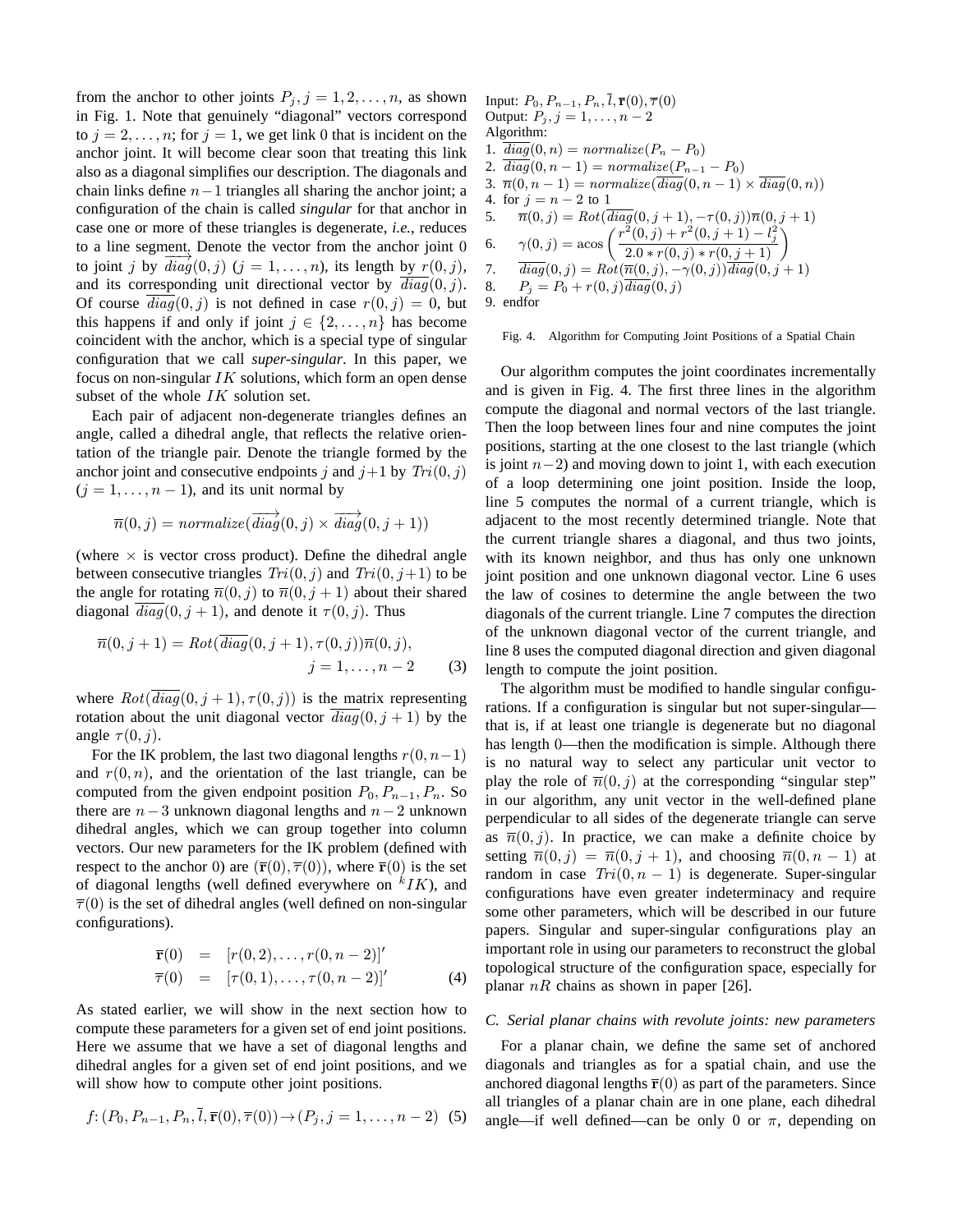from the anchor to other joints $P_j, j = 1, 2, \ldots, n$, as shown in Fig. 1. Note that genuinely "diagonal" vectors correspond to $j = 2, \ldots, n$; for $j = 1$, we get link 0 that is incident on the anchor joint. It will become clear soon that treating this link also as a diagonal simplifies our description. The diagonals and chain links define $n-1$ triangles all sharing the anchor joint; a configuration of the chain is called *singular* for that anchor in case one or more of these triangles is degenerate, *i.e.*, reduces to a line segment. Denote the vector from the anchor joint 0 to joint $j$ by $\overrightarrow{diag}(0, j)$ $(j = 1, \ldots, n)$, its length by $r(0, j)$, and its corresponding unit directional vector by $\overline{diag}(0, j)$. Of course $\overline{diag}(0, j)$ is not defined in case $r(0, j) = 0$, but this happens if and only if joint $j \in \{2, \ldots, n\}$ has become coincident with the anchor, which is a special type of singular configuration that we call ***super-singular***. In this paper, we focus on non-singular $IK$ solutions, which form an open dense subset of the whole $IK$ solution set.

Each pair of adjacent non-degenerate triangles defines an angle, called a dihedral angle, that reflects the relative orientation of the triangle pair. Denote the triangle formed by the anchor joint and consecutive endpoints $j$ and $j+1$ by $Tri(0, j)$ $(j = 1, \ldots, n-1)$, and its unit normal by

$$\overline{n}(0, j) = normalize(\overrightarrow{diag}(0, j) \times \overrightarrow{diag}(0, j+1))$$

(where $\times$ is vector cross product). Define the dihedral angle between consecutive triangles $Tri(0, j)$ and $Tri(0, j+1)$ to be the angle for rotating $\overline{n}(0, j)$ to $\overline{n}(0, j+1)$ about their shared diagonal $\overline{diag}(0, j+1)$, and denote it $\tau(0, j)$. Thus

$$\overline{n}(0, j+1) = Rot(\overline{diag}(0, j+1), \tau(0, j))\overline{n}(0, j), \quad j = 1, \ldots, n-2 \tag{3}$$

where $Rot(\overline{diag}(0, j+1), \tau(0, j))$ is the matrix representing rotation about the unit diagonal vector $\overline{diag}(0, j+1)$ by the angle $\tau(0, j)$.

For the IK problem, the last two diagonal lengths $r(0, n-1)$ and $r(0, n)$, and the orientation of the last triangle, can be computed from the given endpoint position $P_0, P_{n-1}, P_n$. So there are $n-3$ unknown diagonal lengths and $n-2$ unknown dihedral angles, which we can group together into column vectors. Our new parameters for the IK problem (defined with respect to the anchor 0) are $(\bar{\mathbf{r}}(0), \overline{\tau}(0))$, where $\bar{\mathbf{r}}(0)$ is the set of diagonal lengths (well defined everywhere on ${}^{k}IK$), and $\overline{\tau}(0)$ is the set of dihedral angles (well defined on non-singular configurations).

$$\begin{aligned}
\bar{\mathbf{r}}(0) &= [r(0, 2), \ldots, r(0, n-2)]' \\
\overline{\tau}(0) &= [\tau(0, 1), \ldots, \tau(0, n-2)]'
\end{aligned} \tag{4}$$

As stated earlier, we will show in the next section how to compute these parameters for a given set of end joint positions. Here we assume that we have a set of diagonal lengths and dihedral angles for a given set of end joint positions, and we will show how to compute other joint positions.

$$f\colon (P_0, P_{n-1}, P_n, \overline{l}, \bar{\mathbf{r}}(0), \overline{\tau}(0)) \to (P_j, j = 1, \ldots, n-2) \tag{5}$$

Input: $P_0, P_{n-1}, P_n, \overline{l}, \bar{\mathbf{r}}(0), \overline{\tau}(0)$
Output: $P_j, j = 1, \ldots, n-2$
Algorithm:
1. $\overline{diag}(0, n) = normalize(P_n - P_0)$
2. $\overline{diag}(0, n-1) = normalize(P_{n-1} - P_0)$
3. $\overline{n}(0, n-1) = normalize(\overline{diag}(0, n-1) \times \overline{diag}(0, n))$
4. for $j = n-2$ to 1
5. $\quad \overline{n}(0, j) = Rot(\overline{diag}(0, j+1), -\tau(0, j))\overline{n}(0, j+1)$
6. $\quad \gamma(0, j) = \text{acos}\left(\dfrac{r^2(0, j) + r^2(0, j+1) - l_j^2}{2.0 * r(0, j) * r(0, j+1)}\right)$
7. $\quad \overline{diag}(0, j) = Rot(\overline{n}(0, j), -\gamma(0, j))\overline{diag}(0, j+1)$
8. $\quad P_j = P_0 + r(0, j)\overline{diag}(0, j)$
9. endfor

Fig. 4. Algorithm for Computing Joint Positions of a Spatial Chain

Our algorithm computes the joint coordinates incrementally and is given in Fig. 4. The first three lines in the algorithm compute the diagonal and normal vectors of the last triangle. Then the loop between lines four and nine computes the joint positions, starting at the one closest to the last triangle (which is joint $n-2$) and moving down to joint 1, with each execution of a loop determining one joint position. Inside the loop, line 5 computes the normal of a current triangle, which is adjacent to the most recently determined triangle. Note that the current triangle shares a diagonal, and thus two joints, with its known neighbor, and thus has only one unknown joint position and one unknown diagonal vector. Line 6 uses the law of cosines to determine the angle between the two diagonals of the current triangle. Line 7 computes the direction of the unknown diagonal vector of the current triangle, and line 8 uses the computed diagonal direction and given diagonal length to compute the joint position.

The algorithm must be modified to handle singular configurations. If a configuration is singular but not super-singular—that is, if at least one triangle is degenerate but no diagonal has length 0—then the modification is simple. Although there is no natural way to select any particular unit vector to play the role of $\overline{n}(0, j)$ at the corresponding "singular step" in our algorithm, any unit vector in the well-defined plane perpendicular to all sides of the degenerate triangle can serve as $\overline{n}(0, j)$. In practice, we can make a definite choice by setting $\overline{n}(0, j) = \overline{n}(0, j+1)$, and choosing $\overline{n}(0, n-1)$ at random in case $Tri(0, n-1)$ is degenerate. Super-singular configurations have even greater indeterminacy and require some other parameters, which will be described in our future papers. Singular and super-singular configurations play an important role in using our parameters to reconstruct the global topological structure of the configuration space, especially for planar $nR$ chains as shown in paper [26].

### C. Serial planar chains with revolute joints: new parameters

For a planar chain, we define the same set of anchored diagonals and triangles as for a spatial chain, and use the anchored diagonal lengths $\bar{\mathbf{r}}(0)$ as part of the parameters. Since all triangles of a planar chain are in one plane, each dihedral angle—if well defined—can be only 0 or $\pi$, depending on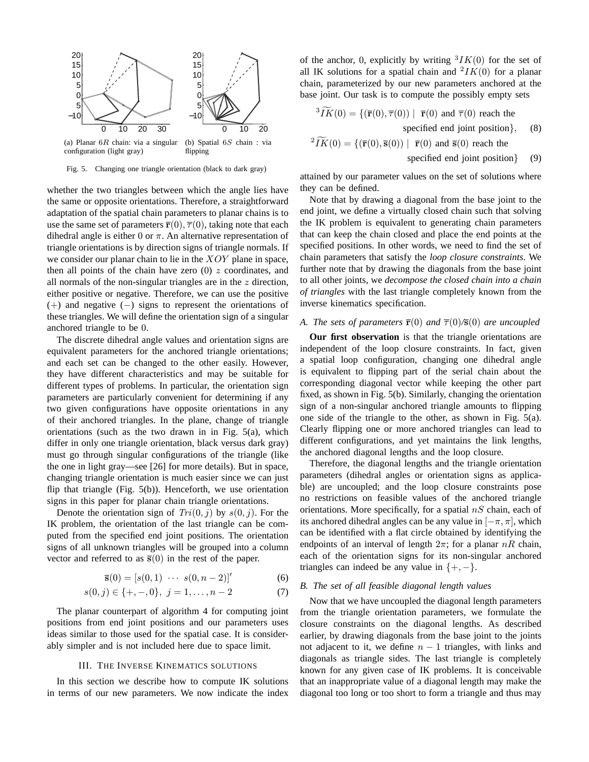(a) Planar $6R$ chain: via a singular configuration (light gray)

(b) Spatial $6S$ chain : via flipping

Fig. 5. Changing one triangle orientation (black to dark gray)

whether the two triangles between which the angle lies have the same or opposite orientations. Therefore, a straightforward adaptation of the spatial chain parameters to planar chains is to use the same set of parameters $\overline{\mathbf{r}}(0), \overline{\tau}(0)$, taking note that each dihedral angle is either 0 or $\pi$. An alternative representation of triangle orientations is by direction signs of triangle normals. If we consider our planar chain to lie in the $XOY$ plane in space, then all points of the chain have zero (0) $z$ coordinates, and all normals of the non-singular triangles are in the $z$ direction, either positive or negative. Therefore, we can use the positive $(+)$ and negative $(-)$ signs to represent the orientations of these triangles. We will define the orientation sign of a singular anchored triangle to be 0.

The discrete dihedral angle values and orientation signs are equivalent parameters for the anchored triangle orientations; and each set can be changed to the other easily. However, they have different characteristics and may be suitable for different types of problems. In particular, the orientation sign parameters are particularly convenient for determining if any two given configurations have opposite orientations in any of their anchored triangles. In the plane, change of triangle orientations (such as the two drawn in in Fig. 5(a), which differ in only one triangle orientation, black versus dark gray) must go through singular configurations of the triangle (like the one in light gray—see [26] for more details). But in space, changing triangle orientation is much easier since we can just flip that triangle (Fig. 5(b)). Henceforth, we use orientation signs in this paper for planar chain triangle orientations.

Denote the orientation sign of $Tri(0,j)$ by $s(0,j)$. For the IK problem, the orientation of the last triangle can be computed from the specified end joint positions. The orientation signs of all unknown triangles will be grouped into a column vector and referred to as $\overline{\mathbf{s}}(0)$ in the rest of the paper.

$$\overline{\mathbf{s}}(0) = [s(0,1) \ \cdots \ s(0,n-2)]' \tag{6}$$

$$s(0,j) \in \{+,-,0\}, \ j = 1,\ldots,n-2 \tag{7}$$

The planar counterpart of algorithm 4 for computing joint positions from end joint positions and our parameters uses ideas similar to those used for the spatial case. It is considerably simpler and is not included here due to space limit.

## III. The Inverse Kinematics Solutions

In this section we describe how to compute IK solutions in terms of our new parameters. We now indicate the index of the anchor, 0, explicitly by writing ${}^3IK(0)$ for the set of all IK solutions for a spatial chain and ${}^2IK(0)$ for a planar chain, parameterized by our new parameters anchored at the base joint. Our task is to compute the possibly empty sets

$${}^3\widetilde{IK}(0) = \{(\overline{\mathbf{r}}(0), \overline{\tau}(0)) \mid \ \overline{\mathbf{r}}(0) \text{ and } \overline{\tau}(0) \text{ reach the specified end joint position}\}, \tag{8}$$

$${}^2\widetilde{IK}(0) = \{(\overline{\mathbf{r}}(0), \overline{\mathbf{s}}(0)) \mid \ \overline{\mathbf{r}}(0) \text{ and } \overline{\mathbf{s}}(0) \text{ reach the specified end joint position}\} \tag{9}$$

attained by our parameter values on the set of solutions where they can be defined.

Note that by drawing a diagonal from the base joint to the end joint, we define a virtually closed chain such that solving the IK problem is equivalent to generating chain parameters that can keep the chain closed and place the end points at the specified positions. In other words, we need to find the set of chain parameters that satisfy the *loop closure constraints*. We further note that by drawing the diagonals from the base joint to all other joints, we *decompose the closed chain into a chain of triangles* with the last triangle completely known from the inverse kinematics specification.

### A. The sets of parameters $\overline{\mathbf{r}}(0)$ and $\overline{\tau}(0)/\overline{\mathbf{s}}(0)$ are uncoupled

**Our first observation** is that the triangle orientations are independent of the loop closure constraints. In fact, given a spatial loop configuration, changing one dihedral angle is equivalent to flipping part of the serial chain about the corresponding diagonal vector while keeping the other part fixed, as shown in Fig. 5(b). Similarly, changing the orientation sign of a non-singular anchored triangle amounts to flipping one side of the triangle to the other, as shown in Fig. 5(a). Clearly flipping one or more anchored triangles can lead to different configurations, and yet maintains the link lengths, the anchored diagonal lengths and the loop closure.

Therefore, the diagonal lengths and the triangle orientation parameters (dihedral angles or orientation signs as applicable) are uncoupled; and the loop closure constraints pose no restrictions on feasible values of the anchored triangle orientations. More specifically, for a spatial $nS$ chain, each of its anchored dihedral angles can be any value in $[-\pi, \pi]$, which can be identified with a flat circle obtained by identifying the endpoints of an interval of length $2\pi$; for a planar $nR$ chain, each of the orientation signs for its non-singular anchored triangles can indeed be any value in $\{+,-\}$.

### B. The set of all feasible diagonal length values

Now that we have uncoupled the diagonal length parameters from the triangle orientation parameters, we formulate the closure constraints on the diagonal lengths. As described earlier, by drawing diagonals from the base joint to the joints not adjacent to it, we define $n-1$ triangles, with links and diagonals as triangle sides. The last triangle is completely known for any given case of IK problems. It is conceivable that an inappropriate value of a diagonal length may make the diagonal too long or too short to form a triangle and thus may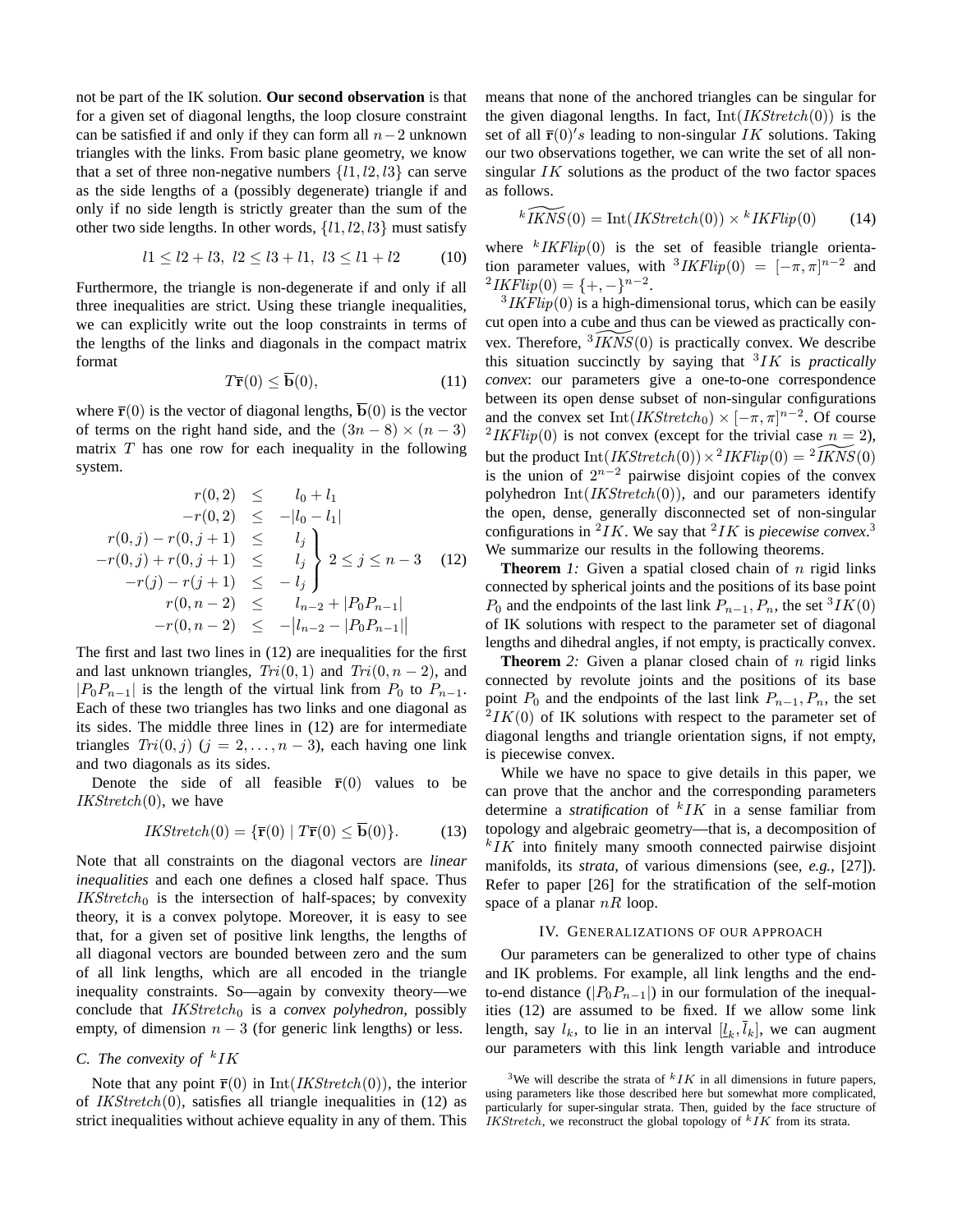not be part of the IK solution. **Our second observation** is that for a given set of diagonal lengths, the loop closure constraint can be satisfied if and only if they can form all $n-2$ unknown triangles with the links. From basic plane geometry, we know that a set of three non-negative numbers $\{l1, l2, l3\}$ can serve as the side lengths of a (possibly degenerate) triangle if and only if no side length is strictly greater than the sum of the other two side lengths. In other words, $\{l1, l2, l3\}$ must satisfy

$$l1 \le l2 + l3,\ l2 \le l3 + l1,\ l3 \le l1 + l2 \qquad (10)$$

Furthermore, the triangle is non-degenerate if and only if all three inequalities are strict. Using these triangle inequalities, we can explicitly write out the loop constraints in terms of the lengths of the links and diagonals in the compact matrix format

$$T\overline{\mathbf{r}}(0) \le \overline{\mathbf{b}}(0), \qquad (11)$$

where $\overline{\mathbf{r}}(0)$ is the vector of diagonal lengths, $\overline{\mathbf{b}}(0)$ is the vector of terms on the right hand side, and the $(3n-8)\times(n-3)$ matrix $T$ has one row for each inequality in the following system.

$$\begin{array}{rcl} r(0,2) & \le & l_0 + l_1 \\ -r(0,2) & \le & -|l_0 - l_1| \\ \left.\begin{array}{r} r(0,j) - r(0,j+1) \\ -r(0,j) + r(0,j+1) \\ -r(j) - r(j+1) \end{array}\right. & \begin{array}{c}\le\\\le\\\le\end{array} & \left.\begin{array}{l} l_j \\ l_j \\ -l_j \end{array}\right\} 2 \le j \le n-3 \\ r(0,n-2) & \le & l_{n-2} + |P_0P_{n-1}| \\ -r(0,n-2) & \le & -\big|l_{n-2} - |P_0P_{n-1}|\big| \end{array} \qquad (12)$$

The first and last two lines in (12) are inequalities for the first and last unknown triangles, $Tri(0,1)$ and $Tri(0,n-2)$, and $|P_0P_{n-1}|$ is the length of the virtual link from $P_0$ to $P_{n-1}$. Each of these two triangles has two links and one diagonal as its sides. The middle three lines in (12) are for intermediate triangles $Tri(0,j)$ $(j = 2,\ldots,n-3)$, each having one link and two diagonals as its sides.

Denote the side of all feasible $\overline{\mathbf{r}}(0)$ values to be $IKStretch(0)$, we have

$$IKStretch(0) = \{\overline{\mathbf{r}}(0) \mid T\overline{\mathbf{r}}(0) \le \overline{\mathbf{b}}(0)\}. \qquad (13)$$

Note that all constraints on the diagonal vectors are *linear inequalities* and each one defines a closed half space. Thus $IKStretch_0$ is the intersection of half-spaces; by convexity theory, it is a convex polytope. Moreover, it is easy to see that, for a given set of positive link lengths, the lengths of all diagonal vectors are bounded between zero and the sum of all link lengths, which are all encoded in the triangle inequality constraints. So—again by convexity theory—we conclude that $IKStretch_0$ is a *convex polyhedron*, possibly empty, of dimension $n-3$ (for generic link lengths) or less.

### C. The convexity of ${}^kIK$

Note that any point $\overline{\mathbf{r}}(0)$ in $\mathrm{Int}(IKStretch(0))$, the interior of $IKStretch(0)$, satisfies all triangle inequalities in (12) as strict inequalities without achieve equality in any of them. This means that none of the anchored triangles can be singular for the given diagonal lengths. In fact, $\mathrm{Int}(IKStretch(0))$ is the set of all $\overline{\mathbf{r}}(0)'s$ leading to non-singular $IK$ solutions. Taking our two observations together, we can write the set of all non-singular $IK$ solutions as the product of the two factor spaces as follows.

$${}^k\widetilde{IKNS}(0) = \mathrm{Int}(IKStretch(0)) \times {}^kIKFlip(0) \qquad (14)$$

where ${}^kIKFlip(0)$ is the set of feasible triangle orientation parameter values, with ${}^3IKFlip(0) = [-\pi,\pi]^{n-2}$ and ${}^2IKFlip(0) = \{+,-\}^{n-2}$.

${}^3IKFlip(0)$ is a high-dimensional torus, which can be easily cut open into a cube and thus can be viewed as practically convex. Therefore, ${}^3\widetilde{IKNS}(0)$ is practically convex. We describe this situation succinctly by saying that ${}^3IK$ is *practically convex*: our parameters give a one-to-one correspondence between its open dense subset of non-singular configurations and the convex set $\mathrm{Int}(IKStretch_0) \times [-\pi,\pi]^{n-2}$. Of course ${}^2IKFlip(0)$ is not convex (except for the trivial case $n=2$), but the product $\mathrm{Int}(IKStretch(0)) \times {}^2IKFlip(0) = {}^2\widetilde{IKNS}(0)$ is the union of $2^{n-2}$ pairwise disjoint copies of the convex polyhedron $\mathrm{Int}(IKStretch(0))$, and our parameters identify the open, dense, generally disconnected set of non-singular configurations in ${}^2IK$. We say that ${}^2IK$ is *piecewise convex*.[3] We summarize our results in the following theorems.

**Theorem** *1:* Given a spatial closed chain of $n$ rigid links connected by spherical joints and the positions of its base point $P_0$ and the endpoints of the last link $P_{n-1}, P_n$, the set ${}^3IK(0)$ of IK solutions with respect to the parameter set of diagonal lengths and dihedral angles, if not empty, is practically convex.

**Theorem** *2:* Given a planar closed chain of $n$ rigid links connected by revolute joints and the positions of its base point $P_0$ and the endpoints of the last link $P_{n-1}, P_n$, the set ${}^2IK(0)$ of IK solutions with respect to the parameter set of diagonal lengths and triangle orientation signs, if not empty, is piecewise convex.

While we have no space to give details in this paper, we can prove that the anchor and the corresponding parameters determine a *stratification* of ${}^kIK$ in a sense familiar from topology and algebraic geometry—that is, a decomposition of ${}^kIK$ into finitely many smooth connected pairwise disjoint manifolds, its *strata*, of various dimensions (see, *e.g.*, [27]). Refer to paper [26] for the stratification of the self-motion space of a planar $nR$ loop.

## IV. Generalizations of our approach

Our parameters can be generalized to other type of chains and IK problems. For example, all link lengths and the end-to-end distance ($|P_0P_{n-1}|$) in our formulation of the inequalities (12) are assumed to be fixed. If we allow some link length, say $l_k$, to lie in an interval $[\underline{l}_k, \overline{l}_k]$, we can augment our parameters with this link length variable and introduce

[3] We will describe the strata of ${}^kIK$ in all dimensions in future papers, using parameters like those described here but somewhat more complicated, particularly for super-singular strata. Then, guided by the face structure of $IKStretch$, we reconstruct the global topology of ${}^kIK$ from its strata.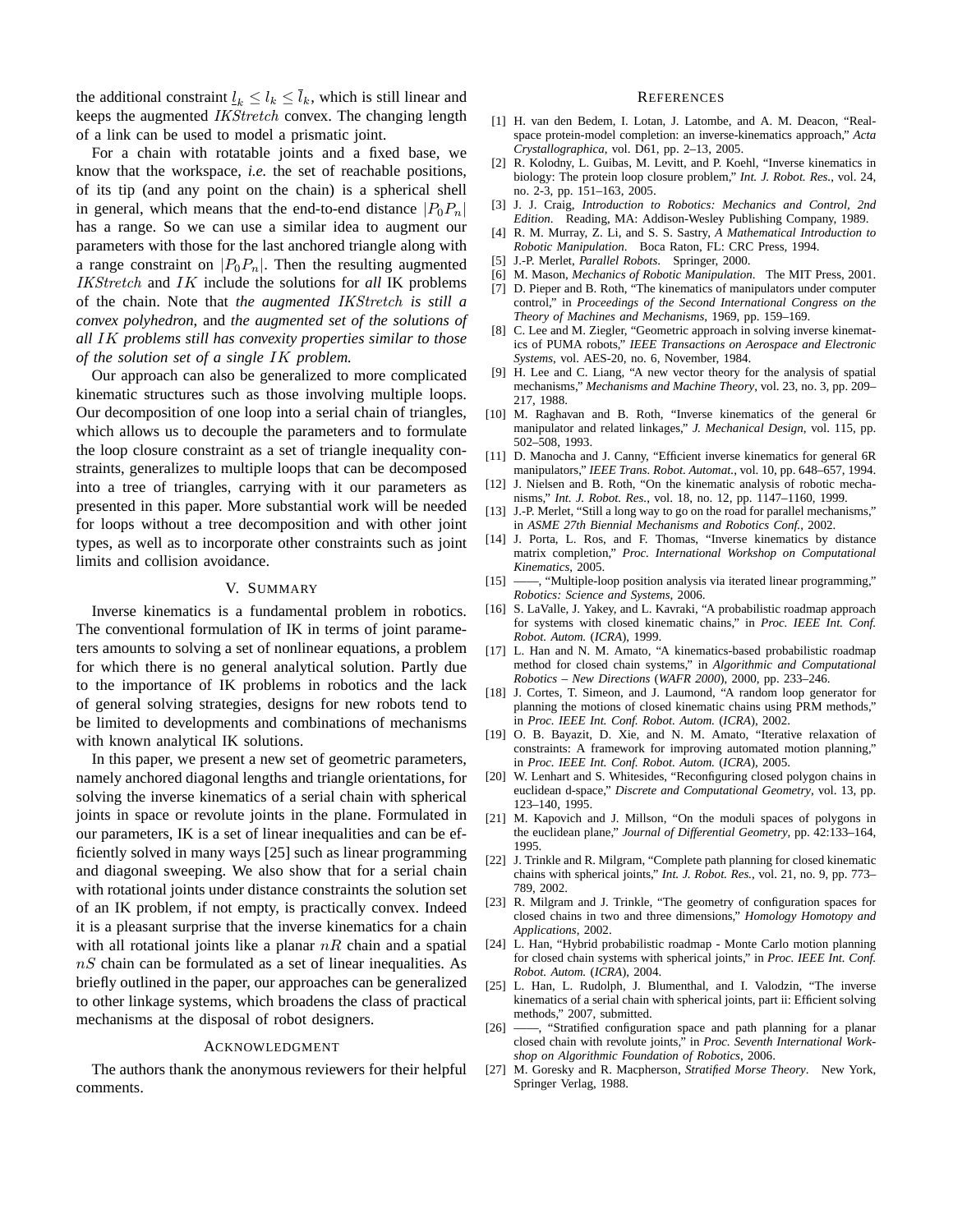the additional constraint $\underline{l}_k \leq l_k \leq \overline{l}_k$, which is still linear and keeps the augmented $IKStretch$ convex. The changing length of a link can be used to model a prismatic joint.

For a chain with rotatable joints and a fixed base, we know that the workspace, *i.e.* the set of reachable positions, of its tip (and any point on the chain) is a spherical shell in general, which means that the end-to-end distance $|P_0P_n|$ has a range. So we can use a similar idea to augment our parameters with those for the last anchored triangle along with a range constraint on $|P_0P_n|$. Then the resulting augmented $IKStretch$ and $IK$ include the solutions for *all* IK problems of the chain. Note that *the augmented* $IKStretch$ *is still a convex polyhedron*, and *the augmented set of the solutions of all* $IK$ *problems still has convexity properties similar to those of the solution set of a single* $IK$ *problem.*

Our approach can also be generalized to more complicated kinematic structures such as those involving multiple loops. Our decomposition of one loop into a serial chain of triangles, which allows us to decouple the parameters and to formulate the loop closure constraint as a set of triangle inequality constraints, generalizes to multiple loops that can be decomposed into a tree of triangles, carrying with it our parameters as presented in this paper. More substantial work will be needed for loops without a tree decomposition and with other joint types, as well as to incorporate other constraints such as joint limits and collision avoidance.

## V. Summary

Inverse kinematics is a fundamental problem in robotics. The conventional formulation of IK in terms of joint parameters amounts to solving a set of nonlinear equations, a problem for which there is no general analytical solution. Partly due to the importance of IK problems in robotics and the lack of general solving strategies, designs for new robots tend to be limited to developments and combinations of mechanisms with known analytical IK solutions.

In this paper, we present a new set of geometric parameters, namely anchored diagonal lengths and triangle orientations, for solving the inverse kinematics of a serial chain with spherical joints in space or revolute joints in the plane. Formulated in our parameters, IK is a set of linear inequalities and can be efficiently solved in many ways [25] such as linear programming and diagonal sweeping. We also show that for a serial chain with rotational joints under distance constraints the solution set of an IK problem, if not empty, is practically convex. Indeed it is a pleasant surprise that the inverse kinematics for a chain with all rotational joints like a planar $nR$ chain and a spatial $nS$ chain can be formulated as a set of linear inequalities. As briefly outlined in the paper, our approaches can be generalized to other linkage systems, which broadens the class of practical mechanisms at the disposal of robot designers.

## Acknowledgment

The authors thank the anonymous reviewers for their helpful comments.

## References

[1] H. van den Bedem, I. Lotan, J. Latombe, and A. M. Deacon, "Real-space protein-model completion: an inverse-kinematics approach," *Acta Crystallographica*, vol. D61, pp. 2–13, 2005.

[2] R. Kolodny, L. Guibas, M. Levitt, and P. Koehl, "Inverse kinematics in biology: The protein loop closure problem," *Int. J. Robot. Res.*, vol. 24, no. 2-3, pp. 151–163, 2005.

[3] J. J. Craig, *Introduction to Robotics: Mechanics and Control, 2nd Edition*. Reading, MA: Addison-Wesley Publishing Company, 1989.

[4] R. M. Murray, Z. Li, and S. S. Sastry, *A Mathematical Introduction to Robotic Manipulation*. Boca Raton, FL: CRC Press, 1994.

[5] J.-P. Merlet, *Parallel Robots*. Springer, 2000.

[6] M. Mason, *Mechanics of Robotic Manipulation*. The MIT Press, 2001.

[7] D. Pieper and B. Roth, "The kinematics of manipulators under computer control," in *Proceedings of the Second International Congress on the Theory of Machines and Mechanisms*, 1969, pp. 159–169.

[8] C. Lee and M. Ziegler, "Geometric approach in solving inverse kinematics of PUMA robots," *IEEE Transactions on Aerospace and Electronic Systems*, vol. AES-20, no. 6, November, 1984.

[9] H. Lee and C. Liang, "A new vector theory for the analysis of spatial mechanisms," *Mechanisms and Machine Theory*, vol. 23, no. 3, pp. 209–217, 1988.

[10] M. Raghavan and B. Roth, "Inverse kinematics of the general 6r manipulator and related linkages," *J. Mechanical Design*, vol. 115, pp. 502–508, 1993.

[11] D. Manocha and J. Canny, "Efficient inverse kinematics for general 6R manipulators," *IEEE Trans. Robot. Automat.*, vol. 10, pp. 648–657, 1994.

[12] J. Nielsen and B. Roth, "On the kinematic analysis of robotic mechanisms," *Int. J. Robot. Res.*, vol. 18, no. 12, pp. 1147–1160, 1999.

[13] J.-P. Merlet, "Still a long way to go on the road for parallel mechanisms," in *ASME 27th Biennial Mechanisms and Robotics Conf.*, 2002.

[14] J. Porta, L. Ros, and F. Thomas, "Inverse kinematics by distance matrix completion," *Proc. International Workshop on Computational Kinematics*, 2005.

[15] ——, "Multiple-loop position analysis via iterated linear programming," *Robotics: Science and Systems*, 2006.

[16] S. LaValle, J. Yakey, and L. Kavraki, "A probabilistic roadmap approach for systems with closed kinematic chains," in *Proc. IEEE Int. Conf. Robot. Autom.* (*ICRA*), 1999.

[17] L. Han and N. M. Amato, "A kinematics-based probabilistic roadmap method for closed chain systems," in *Algorithmic and Computational Robotics – New Directions* (*WAFR 2000*), 2000, pp. 233–246.

[18] J. Cortes, T. Simeon, and J. Laumond, "A random loop generator for planning the motions of closed kinematic chains using PRM methods," in *Proc. IEEE Int. Conf. Robot. Autom.* (*ICRA*), 2002.

[19] O. B. Bayazit, D. Xie, and N. M. Amato, "Iterative relaxation of constraints: A framework for improving automated motion planning," in *Proc. IEEE Int. Conf. Robot. Autom.* (*ICRA*), 2005.

[20] W. Lenhart and S. Whitesides, "Reconfiguring closed polygon chains in euclidean d-space," *Discrete and Computational Geometry*, vol. 13, pp. 123–140, 1995.

[21] M. Kapovich and J. Millson, "On the moduli spaces of polygons in the euclidean plane," *Journal of Differential Geometry*, pp. 42:133–164, 1995.

[22] J. Trinkle and R. Milgram, "Complete path planning for closed kinematic chains with spherical joints," *Int. J. Robot. Res.*, vol. 21, no. 9, pp. 773–789, 2002.

[23] R. Milgram and J. Trinkle, "The geometry of configuration spaces for closed chains in two and three dimensions," *Homology Homotopy and Applications*, 2002.

[24] L. Han, "Hybrid probabilistic roadmap - Monte Carlo motion planning for closed chain systems with spherical joints," in *Proc. IEEE Int. Conf. Robot. Autom.* (*ICRA*), 2004.

[25] L. Han, L. Rudolph, J. Blumenthal, and I. Valodzin, "The inverse kinematics of a serial chain with spherical joints, part ii: Efficient solving methods," 2007, submitted.

[26] ——, "Stratified configuration space and path planning for a planar closed chain with revolute joints," in *Proc. Seventh International Workshop on Algorithmic Foundation of Robotics*, 2006.

[27] M. Goresky and R. Macpherson, *Stratified Morse Theory*. New York, Springer Verlag, 1988.